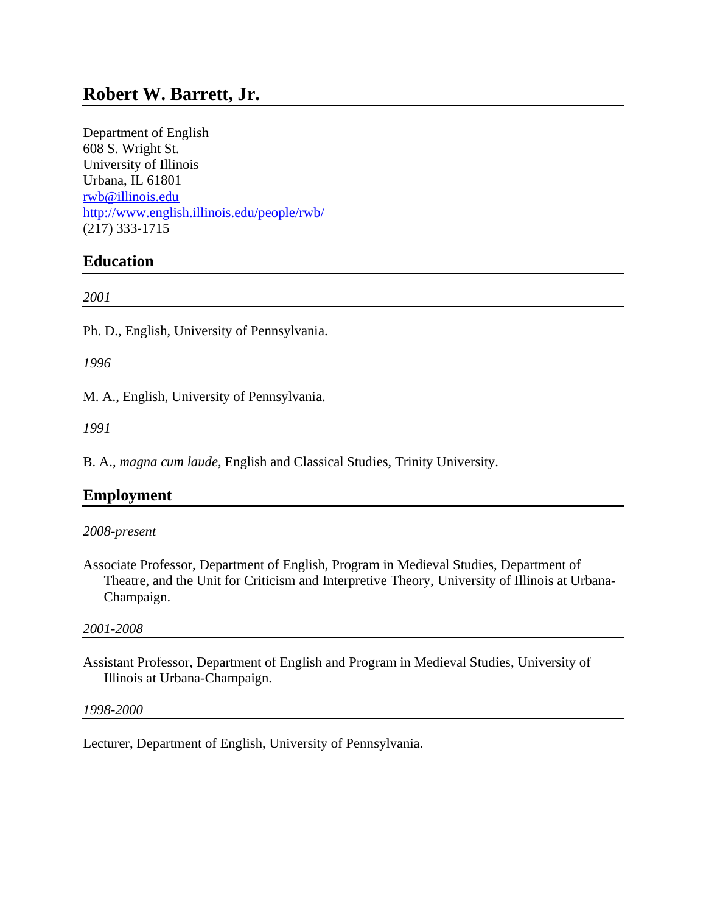# Robert W. Barrett, Jr.

Department of English
608 S. Wright St.
University of Illinois
Urbana, IL 61801
rwb@illinois.edu
http://www.english.illinois.edu/people/rwb/
(217) 333-1715

## Education

*2001*

Ph. D., English, University of Pennsylvania.

*1996*

M. A., English, University of Pennsylvania.

*1991*

B. A., *magna cum laude*, English and Classical Studies, Trinity University.

## Employment

*2008-present*

Associate Professor, Department of English, Program in Medieval Studies, Department of Theatre, and the Unit for Criticism and Interpretive Theory, University of Illinois at Urbana-Champaign.

*2001-2008*

Assistant Professor, Department of English and Program in Medieval Studies, University of Illinois at Urbana-Champaign.

*1998-2000*

Lecturer, Department of English, University of Pennsylvania.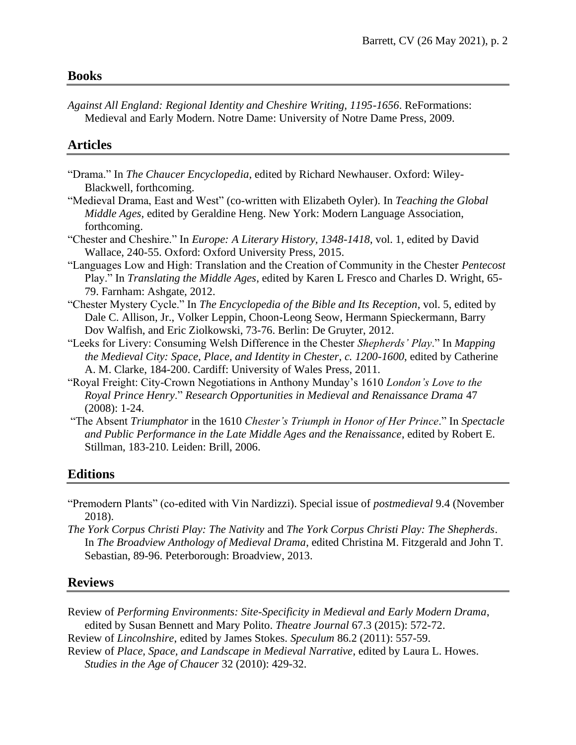## Books

*Against All England: Regional Identity and Cheshire Writing, 1195-1656*. ReFormations: Medieval and Early Modern. Notre Dame: University of Notre Dame Press, 2009.

## Articles

"Drama." In *The Chaucer Encyclopedia*, edited by Richard Newhauser. Oxford: Wiley-Blackwell, forthcoming.

"Medieval Drama, East and West" (co-written with Elizabeth Oyler). In *Teaching the Global Middle Ages*, edited by Geraldine Heng. New York: Modern Language Association, forthcoming.

"Chester and Cheshire." In *Europe: A Literary History, 1348-1418*, vol. 1, edited by David Wallace, 240-55. Oxford: Oxford University Press, 2015.

"Languages Low and High: Translation and the Creation of Community in the Chester *Pentecost* Play." In *Translating the Middle Ages*, edited by Karen L Fresco and Charles D. Wright, 65-79. Farnham: Ashgate, 2012.

"Chester Mystery Cycle." In *The Encyclopedia of the Bible and Its Reception*, vol. 5, edited by Dale C. Allison, Jr., Volker Leppin, Choon-Leong Seow, Hermann Spieckermann, Barry Dov Walfish, and Eric Ziolkowski, 73-76. Berlin: De Gruyter, 2012.

"Leeks for Livery: Consuming Welsh Difference in the Chester *Shepherds' Play*." In *Mapping the Medieval City: Space, Place, and Identity in Chester, c. 1200-1600*, edited by Catherine A. M. Clarke, 184-200. Cardiff: University of Wales Press, 2011.

"Royal Freight: City-Crown Negotiations in Anthony Munday's 1610 *London's Love to the Royal Prince Henry*." *Research Opportunities in Medieval and Renaissance Drama* 47 (2008): 1-24.

"The Absent *Triumphator* in the 1610 *Chester's Triumph in Honor of Her Prince*." In *Spectacle and Public Performance in the Late Middle Ages and the Renaissance*, edited by Robert E. Stillman, 183-210. Leiden: Brill, 2006.

## Editions

"Premodern Plants" (co-edited with Vin Nardizzi). Special issue of *postmedieval* 9.4 (November 2018).

*The York Corpus Christi Play: The Nativity* and *The York Corpus Christi Play: The Shepherds*. In *The Broadview Anthology of Medieval Drama*, edited Christina M. Fitzgerald and John T. Sebastian, 89-96. Peterborough: Broadview, 2013.

## Reviews

Review of *Performing Environments: Site-Specificity in Medieval and Early Modern Drama*, edited by Susan Bennett and Mary Polito. *Theatre Journal* 67.3 (2015): 572-72.

Review of *Lincolnshire*, edited by James Stokes. *Speculum* 86.2 (2011): 557-59.

Review of *Place, Space, and Landscape in Medieval Narrative*, edited by Laura L. Howes. *Studies in the Age of Chaucer* 32 (2010): 429-32.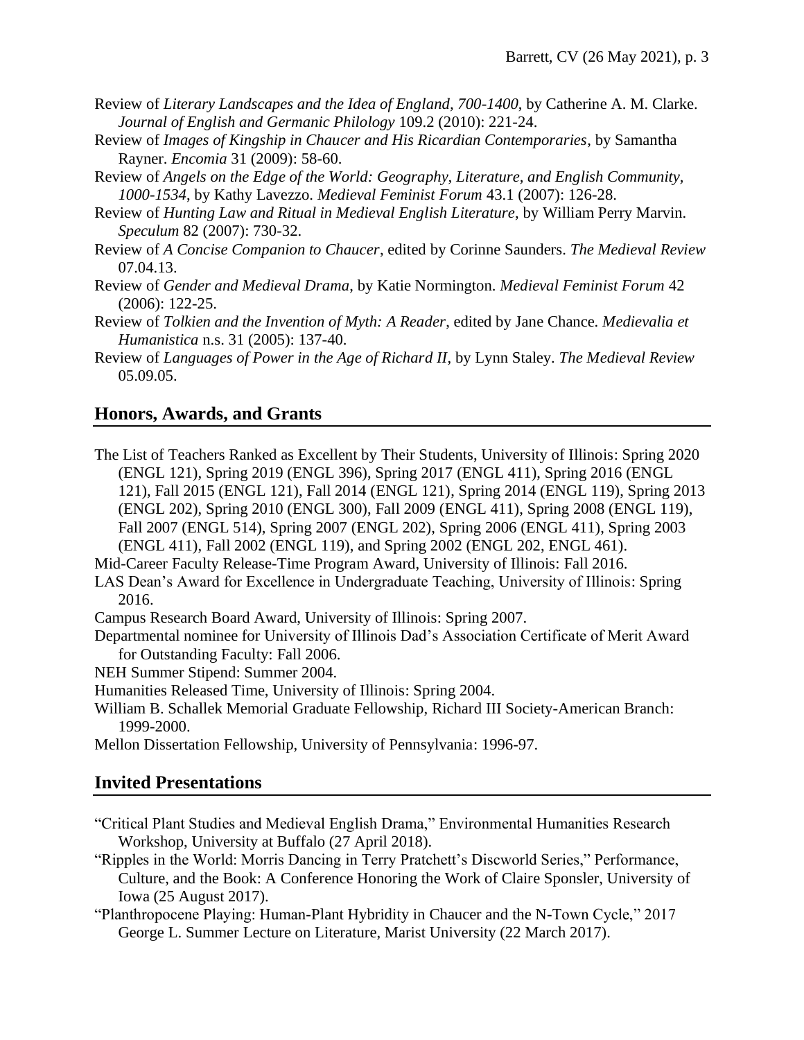Review of *Literary Landscapes and the Idea of England, 700-1400*, by Catherine A. M. Clarke. *Journal of English and Germanic Philology* 109.2 (2010): 221-24.

Review of *Images of Kingship in Chaucer and His Ricardian Contemporaries*, by Samantha Rayner. *Encomia* 31 (2009): 58-60.

Review of *Angels on the Edge of the World: Geography, Literature, and English Community, 1000-1534*, by Kathy Lavezzo. *Medieval Feminist Forum* 43.1 (2007): 126-28.

Review of *Hunting Law and Ritual in Medieval English Literature*, by William Perry Marvin. *Speculum* 82 (2007): 730-32.

Review of *A Concise Companion to Chaucer*, edited by Corinne Saunders. *The Medieval Review* 07.04.13.

Review of *Gender and Medieval Drama*, by Katie Normington. *Medieval Feminist Forum* 42 (2006): 122-25.

Review of *Tolkien and the Invention of Myth: A Reader*, edited by Jane Chance. *Medievalia et Humanistica* n.s. 31 (2005): 137-40.

Review of *Languages of Power in the Age of Richard II*, by Lynn Staley. *The Medieval Review* 05.09.05.

## Honors, Awards, and Grants

The List of Teachers Ranked as Excellent by Their Students, University of Illinois: Spring 2020 (ENGL 121), Spring 2019 (ENGL 396), Spring 2017 (ENGL 411), Spring 2016 (ENGL 121), Fall 2015 (ENGL 121), Fall 2014 (ENGL 121), Spring 2014 (ENGL 119), Spring 2013 (ENGL 202), Spring 2010 (ENGL 300), Fall 2009 (ENGL 411), Spring 2008 (ENGL 119), Fall 2007 (ENGL 514), Spring 2007 (ENGL 202), Spring 2006 (ENGL 411), Spring 2003 (ENGL 411), Fall 2002 (ENGL 119), and Spring 2002 (ENGL 202, ENGL 461).

Mid-Career Faculty Release-Time Program Award, University of Illinois: Fall 2016.

LAS Dean's Award for Excellence in Undergraduate Teaching, University of Illinois: Spring 2016.

Campus Research Board Award, University of Illinois: Spring 2007.

Departmental nominee for University of Illinois Dad's Association Certificate of Merit Award for Outstanding Faculty: Fall 2006.

NEH Summer Stipend: Summer 2004.

Humanities Released Time, University of Illinois: Spring 2004.

William B. Schallek Memorial Graduate Fellowship, Richard III Society-American Branch: 1999-2000.

Mellon Dissertation Fellowship, University of Pennsylvania: 1996-97.

## Invited Presentations

"Critical Plant Studies and Medieval English Drama," Environmental Humanities Research Workshop, University at Buffalo (27 April 2018).

"Ripples in the World: Morris Dancing in Terry Pratchett's Discworld Series," Performance, Culture, and the Book: A Conference Honoring the Work of Claire Sponsler, University of Iowa (25 August 2017).

"Planthropocene Playing: Human-Plant Hybridity in Chaucer and the N-Town Cycle," 2017 George L. Summer Lecture on Literature, Marist University (22 March 2017).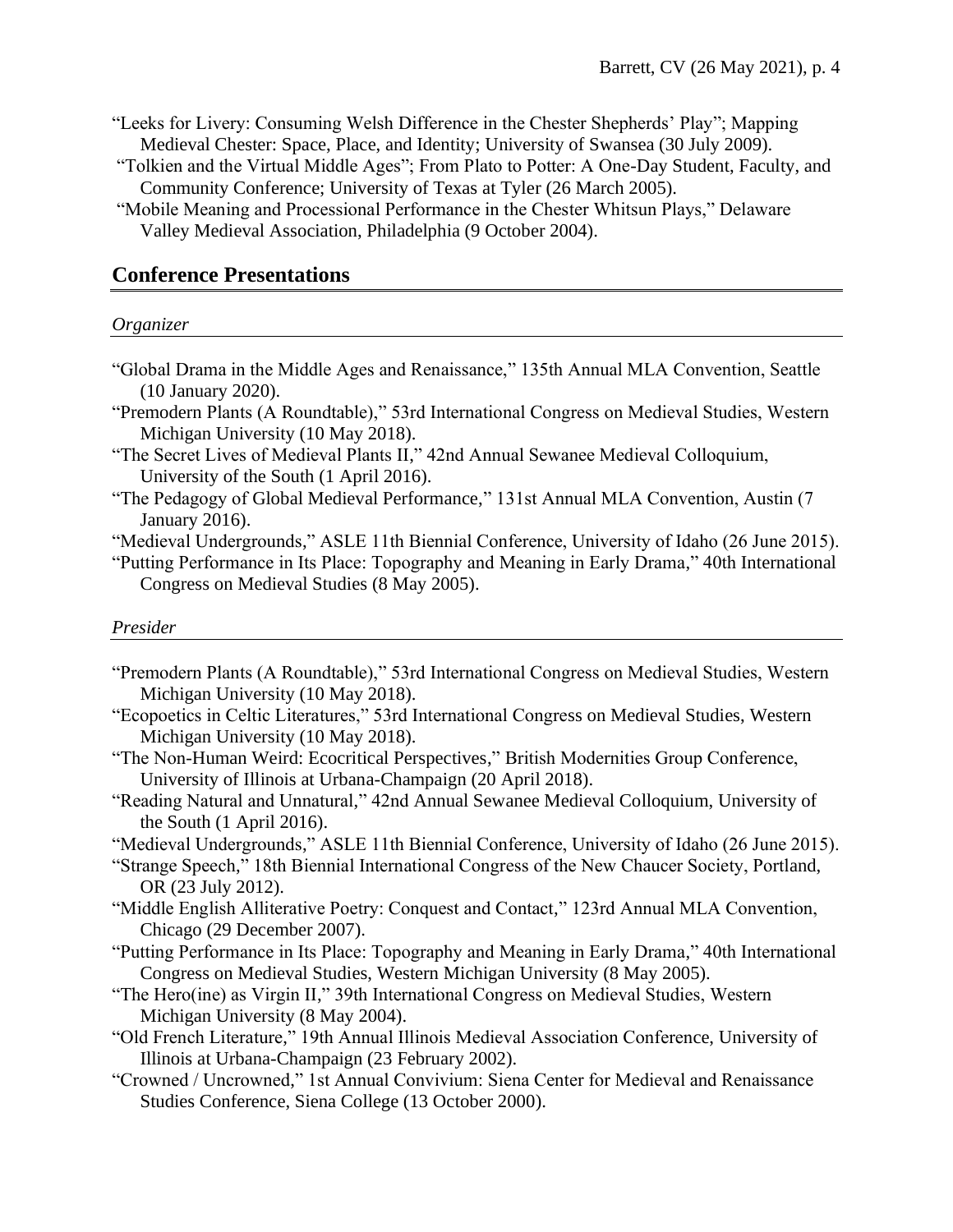"Leeks for Livery: Consuming Welsh Difference in the Chester Shepherds' Play"; Mapping Medieval Chester: Space, Place, and Identity; University of Swansea (30 July 2009).

"Tolkien and the Virtual Middle Ages"; From Plato to Potter: A One-Day Student, Faculty, and Community Conference; University of Texas at Tyler (26 March 2005).

"Mobile Meaning and Processional Performance in the Chester Whitsun Plays," Delaware Valley Medieval Association, Philadelphia (9 October 2004).

## Conference Presentations

### *Organizer*

"Global Drama in the Middle Ages and Renaissance," 135th Annual MLA Convention, Seattle (10 January 2020).

"Premodern Plants (A Roundtable)," 53rd International Congress on Medieval Studies, Western Michigan University (10 May 2018).

"The Secret Lives of Medieval Plants II," 42nd Annual Sewanee Medieval Colloquium, University of the South (1 April 2016).

"The Pedagogy of Global Medieval Performance," 131st Annual MLA Convention, Austin (7 January 2016).

"Medieval Undergrounds," ASLE 11th Biennial Conference, University of Idaho (26 June 2015).

"Putting Performance in Its Place: Topography and Meaning in Early Drama," 40th International Congress on Medieval Studies (8 May 2005).

### *Presider*

"Premodern Plants (A Roundtable)," 53rd International Congress on Medieval Studies, Western Michigan University (10 May 2018).

"Ecopoetics in Celtic Literatures," 53rd International Congress on Medieval Studies, Western Michigan University (10 May 2018).

"The Non-Human Weird: Ecocritical Perspectives," British Modernities Group Conference, University of Illinois at Urbana-Champaign (20 April 2018).

"Reading Natural and Unnatural," 42nd Annual Sewanee Medieval Colloquium, University of the South (1 April 2016).

"Medieval Undergrounds," ASLE 11th Biennial Conference, University of Idaho (26 June 2015).

"Strange Speech," 18th Biennial International Congress of the New Chaucer Society, Portland, OR (23 July 2012).

"Middle English Alliterative Poetry: Conquest and Contact," 123rd Annual MLA Convention, Chicago (29 December 2007).

"Putting Performance in Its Place: Topography and Meaning in Early Drama," 40th International Congress on Medieval Studies, Western Michigan University (8 May 2005).

"The Hero(ine) as Virgin II," 39th International Congress on Medieval Studies, Western Michigan University (8 May 2004).

"Old French Literature," 19th Annual Illinois Medieval Association Conference, University of Illinois at Urbana-Champaign (23 February 2002).

"Crowned / Uncrowned," 1st Annual Convivium: Siena Center for Medieval and Renaissance Studies Conference, Siena College (13 October 2000).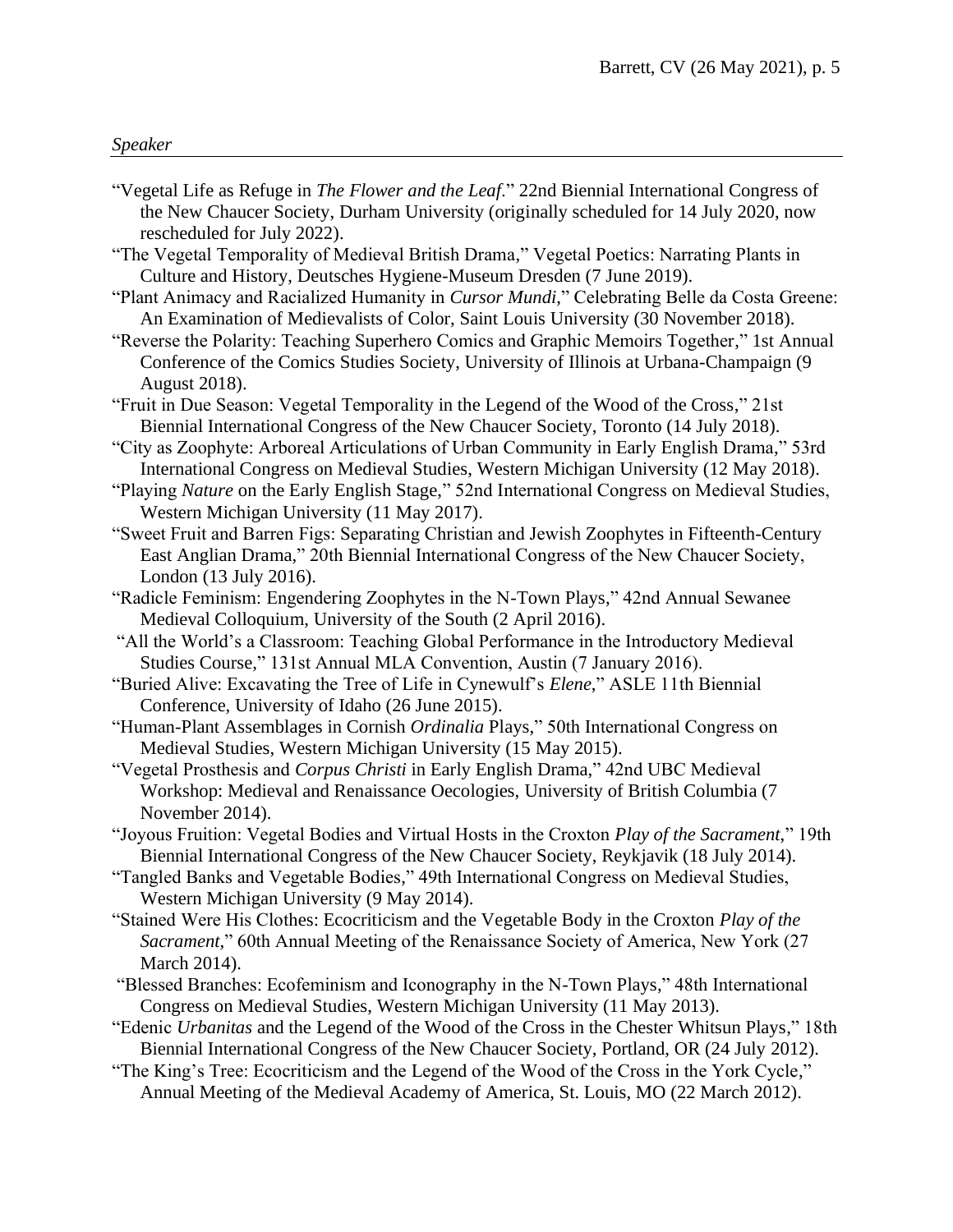*Speaker*

“Vegetal Life as Refuge in *The Flower and the Leaf*.” 22nd Biennial International Congress of the New Chaucer Society, Durham University (originally scheduled for 14 July 2020, now rescheduled for July 2022).

“The Vegetal Temporality of Medieval British Drama,” Vegetal Poetics: Narrating Plants in Culture and History, Deutsches Hygiene-Museum Dresden (7 June 2019).

“Plant Animacy and Racialized Humanity in *Cursor Mundi*,” Celebrating Belle da Costa Greene: An Examination of Medievalists of Color, Saint Louis University (30 November 2018).

“Reverse the Polarity: Teaching Superhero Comics and Graphic Memoirs Together,” 1st Annual Conference of the Comics Studies Society, University of Illinois at Urbana-Champaign (9 August 2018).

“Fruit in Due Season: Vegetal Temporality in the Legend of the Wood of the Cross,” 21st Biennial International Congress of the New Chaucer Society, Toronto (14 July 2018).

“City as Zoophyte: Arboreal Articulations of Urban Community in Early English Drama,” 53rd International Congress on Medieval Studies, Western Michigan University (12 May 2018).

“Playing *Nature* on the Early English Stage,” 52nd International Congress on Medieval Studies, Western Michigan University (11 May 2017).

“Sweet Fruit and Barren Figs: Separating Christian and Jewish Zoophytes in Fifteenth-Century East Anglian Drama,” 20th Biennial International Congress of the New Chaucer Society, London (13 July 2016).

“Radicle Feminism: Engendering Zoophytes in the N-Town Plays,” 42nd Annual Sewanee Medieval Colloquium, University of the South (2 April 2016).

“All the World’s a Classroom: Teaching Global Performance in the Introductory Medieval Studies Course,” 131st Annual MLA Convention, Austin (7 January 2016).

“Buried Alive: Excavating the Tree of Life in Cynewulf’s *Elene*,” ASLE 11th Biennial Conference, University of Idaho (26 June 2015).

“Human-Plant Assemblages in Cornish *Ordinalia* Plays,” 50th International Congress on Medieval Studies, Western Michigan University (15 May 2015).

“Vegetal Prosthesis and *Corpus Christi* in Early English Drama,” 42nd UBC Medieval Workshop: Medieval and Renaissance Oecologies, University of British Columbia (7 November 2014).

“Joyous Fruition: Vegetal Bodies and Virtual Hosts in the Croxton *Play of the Sacrament*,” 19th Biennial International Congress of the New Chaucer Society, Reykjavik (18 July 2014).

“Tangled Banks and Vegetable Bodies,” 49th International Congress on Medieval Studies, Western Michigan University (9 May 2014).

“Stained Were His Clothes: Ecocriticism and the Vegetable Body in the Croxton *Play of the Sacrament*,” 60th Annual Meeting of the Renaissance Society of America, New York (27 March 2014).

“Blessed Branches: Ecofeminism and Iconography in the N-Town Plays,” 48th International Congress on Medieval Studies, Western Michigan University (11 May 2013).

“Edenic *Urbanitas* and the Legend of the Wood of the Cross in the Chester Whitsun Plays,” 18th Biennial International Congress of the New Chaucer Society, Portland, OR (24 July 2012).

“The King’s Tree: Ecocriticism and the Legend of the Wood of the Cross in the York Cycle,” Annual Meeting of the Medieval Academy of America, St. Louis, MO (22 March 2012).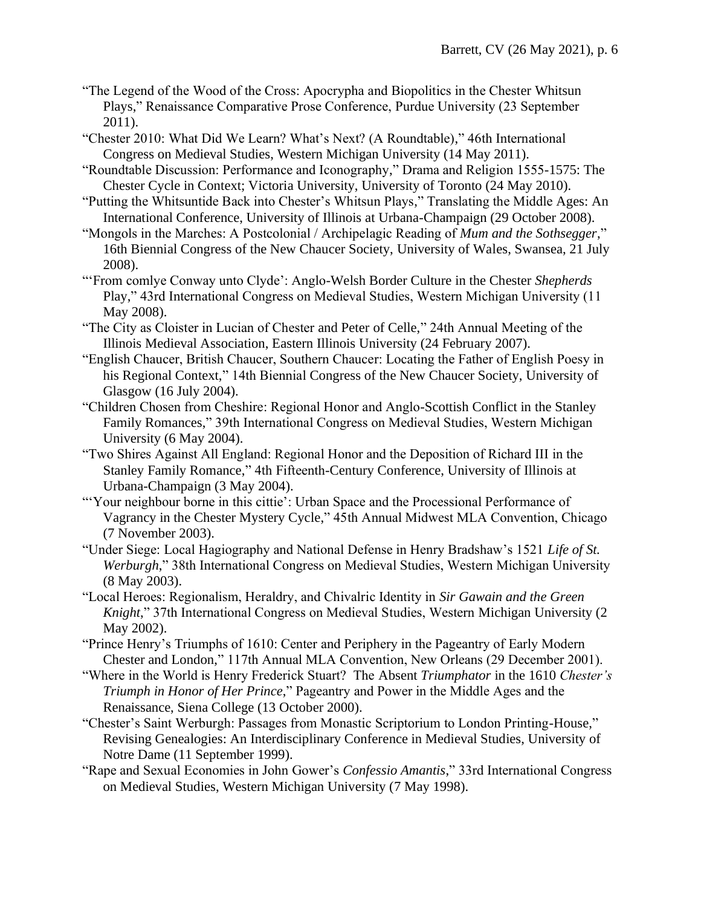"The Legend of the Wood of the Cross: Apocrypha and Biopolitics in the Chester Whitsun Plays," Renaissance Comparative Prose Conference, Purdue University (23 September 2011).

"Chester 2010: What Did We Learn? What's Next? (A Roundtable)," 46th International Congress on Medieval Studies, Western Michigan University (14 May 2011).

"Roundtable Discussion: Performance and Iconography," Drama and Religion 1555-1575: The Chester Cycle in Context; Victoria University, University of Toronto (24 May 2010).

"Putting the Whitsuntide Back into Chester's Whitsun Plays," Translating the Middle Ages: An International Conference, University of Illinois at Urbana-Champaign (29 October 2008).

"Mongols in the Marches: A Postcolonial / Archipelagic Reading of *Mum and the Sothsegger*," 16th Biennial Congress of the New Chaucer Society, University of Wales, Swansea, 21 July 2008).

"'From comlye Conway unto Clyde': Anglo-Welsh Border Culture in the Chester *Shepherds* Play," 43rd International Congress on Medieval Studies, Western Michigan University (11 May 2008).

"The City as Cloister in Lucian of Chester and Peter of Celle," 24th Annual Meeting of the Illinois Medieval Association, Eastern Illinois University (24 February 2007).

"English Chaucer, British Chaucer, Southern Chaucer: Locating the Father of English Poesy in his Regional Context," 14th Biennial Congress of the New Chaucer Society, University of Glasgow (16 July 2004).

"Children Chosen from Cheshire: Regional Honor and Anglo-Scottish Conflict in the Stanley Family Romances," 39th International Congress on Medieval Studies, Western Michigan University (6 May 2004).

"Two Shires Against All England: Regional Honor and the Deposition of Richard III in the Stanley Family Romance," 4th Fifteenth-Century Conference, University of Illinois at Urbana-Champaign (3 May 2004).

"'Your neighbour borne in this cittie': Urban Space and the Processional Performance of Vagrancy in the Chester Mystery Cycle," 45th Annual Midwest MLA Convention, Chicago (7 November 2003).

"Under Siege: Local Hagiography and National Defense in Henry Bradshaw's 1521 *Life of St. Werburgh*," 38th International Congress on Medieval Studies, Western Michigan University (8 May 2003).

"Local Heroes: Regionalism, Heraldry, and Chivalric Identity in *Sir Gawain and the Green Knight*," 37th International Congress on Medieval Studies, Western Michigan University (2 May 2002).

"Prince Henry's Triumphs of 1610: Center and Periphery in the Pageantry of Early Modern Chester and London," 117th Annual MLA Convention, New Orleans (29 December 2001).

"Where in the World is Henry Frederick Stuart? The Absent *Triumphator* in the 1610 *Chester's Triumph in Honor of Her Prince*," Pageantry and Power in the Middle Ages and the Renaissance, Siena College (13 October 2000).

"Chester's Saint Werburgh: Passages from Monastic Scriptorium to London Printing-House," Revising Genealogies: An Interdisciplinary Conference in Medieval Studies, University of Notre Dame (11 September 1999).

"Rape and Sexual Economies in John Gower's *Confessio Amantis*," 33rd International Congress on Medieval Studies, Western Michigan University (7 May 1998).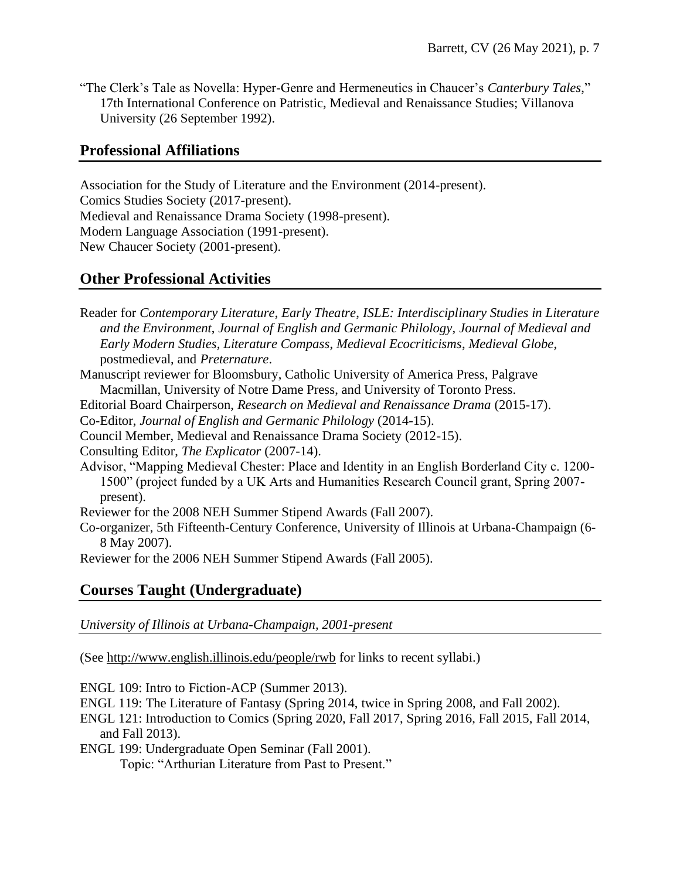“The Clerk’s Tale as Novella: Hyper-Genre and Hermeneutics in Chaucer’s *Canterbury Tales*,” 17th International Conference on Patristic, Medieval and Renaissance Studies; Villanova University (26 September 1992).

## Professional Affiliations

Association for the Study of Literature and the Environment (2014-present).
Comics Studies Society (2017-present).
Medieval and Renaissance Drama Society (1998-present).
Modern Language Association (1991-present).
New Chaucer Society (2001-present).

## Other Professional Activities

Reader for *Contemporary Literature*, *Early Theatre*, *ISLE: Interdisciplinary Studies in Literature and the Environment*, *Journal of English and Germanic Philology*, *Journal of Medieval and Early Modern Studies*, *Literature Compass*, *Medieval Ecocriticisms*, *Medieval Globe*, postmedieval, and *Preternature*.
Manuscript reviewer for Bloomsbury, Catholic University of America Press, Palgrave Macmillan, University of Notre Dame Press, and University of Toronto Press.
Editorial Board Chairperson, *Research on Medieval and Renaissance Drama* (2015-17).
Co-Editor, *Journal of English and Germanic Philology* (2014-15).
Council Member, Medieval and Renaissance Drama Society (2012-15).
Consulting Editor, *The Explicator* (2007-14).
Advisor, “Mapping Medieval Chester: Place and Identity in an English Borderland City c. 1200-1500” (project funded by a UK Arts and Humanities Research Council grant, Spring 2007-present).
Reviewer for the 2008 NEH Summer Stipend Awards (Fall 2007).
Co-organizer, 5th Fifteenth-Century Conference, University of Illinois at Urbana-Champaign (6-8 May 2007).
Reviewer for the 2006 NEH Summer Stipend Awards (Fall 2005).

## Courses Taught (Undergraduate)

*University of Illinois at Urbana-Champaign, 2001-present*

(See http://www.english.illinois.edu/people/rwb for links to recent syllabi.)

ENGL 109: Intro to Fiction-ACP (Summer 2013).
ENGL 119: The Literature of Fantasy (Spring 2014, twice in Spring 2008, and Fall 2002).
ENGL 121: Introduction to Comics (Spring 2020, Fall 2017, Spring 2016, Fall 2015, Fall 2014, and Fall 2013).
ENGL 199: Undergraduate Open Seminar (Fall 2001).
Topic: “Arthurian Literature from Past to Present.”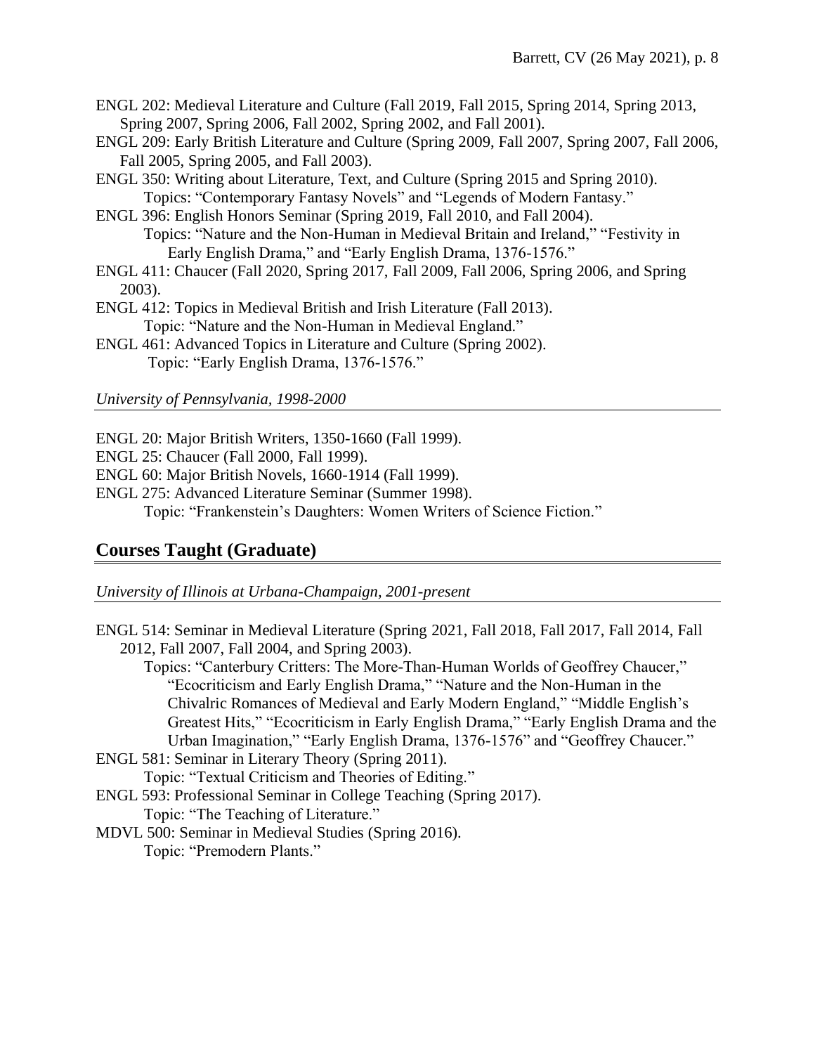ENGL 202: Medieval Literature and Culture (Fall 2019, Fall 2015, Spring 2014, Spring 2013, Spring 2007, Spring 2006, Fall 2002, Spring 2002, and Fall 2001).

ENGL 209: Early British Literature and Culture (Spring 2009, Fall 2007, Spring 2007, Fall 2006, Fall 2005, Spring 2005, and Fall 2003).

ENGL 350: Writing about Literature, Text, and Culture (Spring 2015 and Spring 2010).
  Topics: "Contemporary Fantasy Novels" and "Legends of Modern Fantasy."

ENGL 396: English Honors Seminar (Spring 2019, Fall 2010, and Fall 2004).
  Topics: "Nature and the Non-Human in Medieval Britain and Ireland," "Festivity in Early English Drama," and "Early English Drama, 1376-1576."

ENGL 411: Chaucer (Fall 2020, Spring 2017, Fall 2009, Fall 2006, Spring 2006, and Spring 2003).

ENGL 412: Topics in Medieval British and Irish Literature (Fall 2013).
  Topic: "Nature and the Non-Human in Medieval England."

ENGL 461: Advanced Topics in Literature and Culture (Spring 2002).
  Topic: "Early English Drama, 1376-1576."

*University of Pennsylvania, 1998-2000*

ENGL 20: Major British Writers, 1350-1660 (Fall 1999).

ENGL 25: Chaucer (Fall 2000, Fall 1999).

ENGL 60: Major British Novels, 1660-1914 (Fall 1999).

ENGL 275: Advanced Literature Seminar (Summer 1998).
  Topic: "Frankenstein's Daughters: Women Writers of Science Fiction."

## Courses Taught (Graduate)

*University of Illinois at Urbana-Champaign, 2001-present*

ENGL 514: Seminar in Medieval Literature (Spring 2021, Fall 2018, Fall 2017, Fall 2014, Fall 2012, Fall 2007, Fall 2004, and Spring 2003).
  Topics: "Canterbury Critters: The More-Than-Human Worlds of Geoffrey Chaucer," "Ecocriticism and Early English Drama," "Nature and the Non-Human in the Chivalric Romances of Medieval and Early Modern England," "Middle English's Greatest Hits," "Ecocriticism in Early English Drama," "Early English Drama and the Urban Imagination," "Early English Drama, 1376-1576" and "Geoffrey Chaucer."

ENGL 581: Seminar in Literary Theory (Spring 2011).
  Topic: "Textual Criticism and Theories of Editing."

ENGL 593: Professional Seminar in College Teaching (Spring 2017).
  Topic: "The Teaching of Literature."

MDVL 500: Seminar in Medieval Studies (Spring 2016).
  Topic: "Premodern Plants."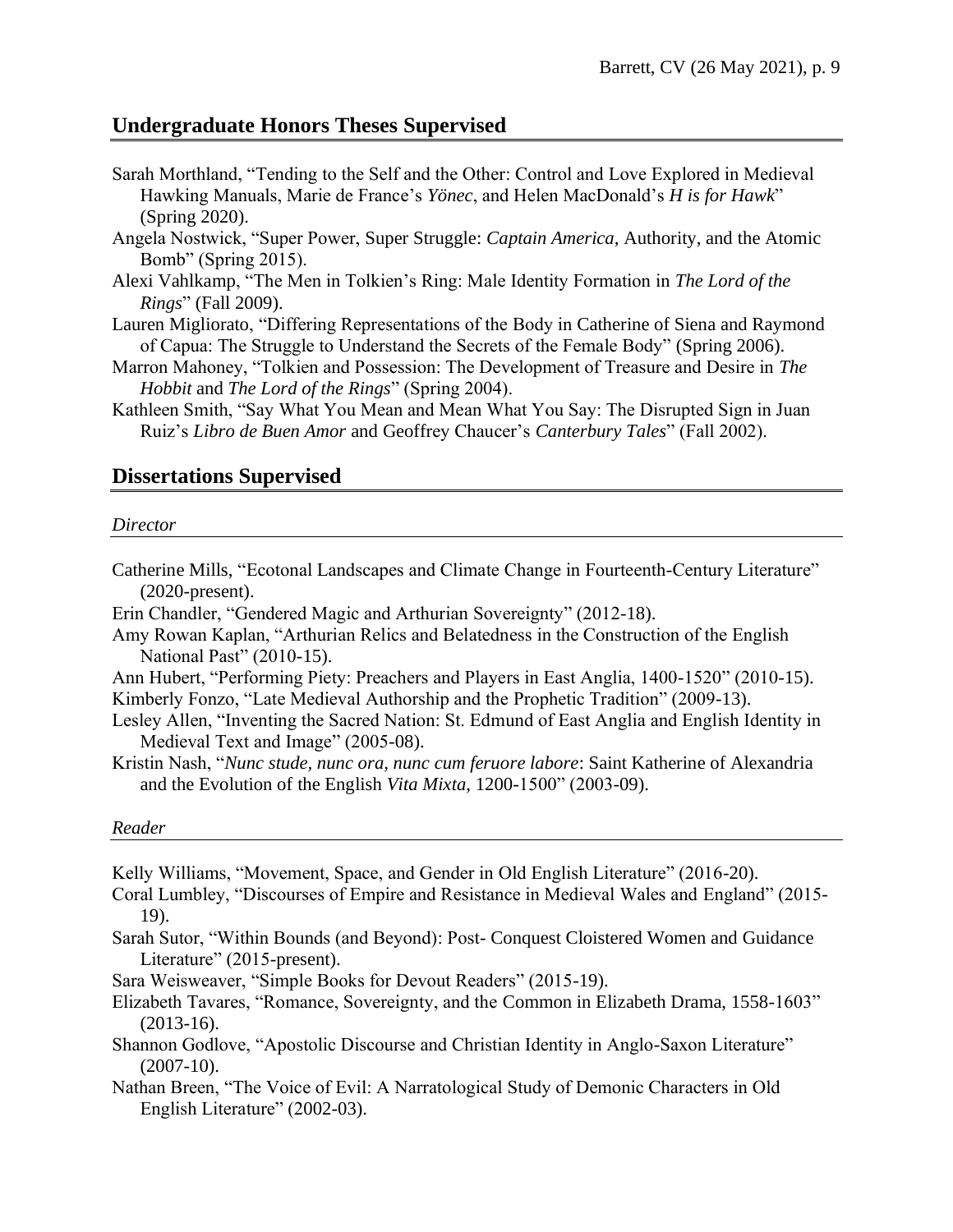## Undergraduate Honors Theses Supervised

Sarah Morthland, "Tending to the Self and the Other: Control and Love Explored in Medieval Hawking Manuals, Marie de France's *Yönec*, and Helen MacDonald's *H is for Hawk*" (Spring 2020).

Angela Nostwick, "Super Power, Super Struggle: *Captain America*, Authority, and the Atomic Bomb" (Spring 2015).

Alexi Vahlkamp, "The Men in Tolkien's Ring: Male Identity Formation in *The Lord of the Rings*" (Fall 2009).

Lauren Migliorato, "Differing Representations of the Body in Catherine of Siena and Raymond of Capua: The Struggle to Understand the Secrets of the Female Body" (Spring 2006).

Marron Mahoney, "Tolkien and Possession: The Development of Treasure and Desire in *The Hobbit* and *The Lord of the Rings*" (Spring 2004).

Kathleen Smith, "Say What You Mean and Mean What You Say: The Disrupted Sign in Juan Ruiz's *Libro de Buen Amor* and Geoffrey Chaucer's *Canterbury Tales*" (Fall 2002).

## Dissertations Supervised

### *Director*

Catherine Mills, "Ecotonal Landscapes and Climate Change in Fourteenth-Century Literature" (2020-present).

Erin Chandler, "Gendered Magic and Arthurian Sovereignty" (2012-18).

Amy Rowan Kaplan, "Arthurian Relics and Belatedness in the Construction of the English National Past" (2010-15).

Ann Hubert, "Performing Piety: Preachers and Players in East Anglia, 1400-1520" (2010-15).

Kimberly Fonzo, "Late Medieval Authorship and the Prophetic Tradition" (2009-13).

Lesley Allen, "Inventing the Sacred Nation: St. Edmund of East Anglia and English Identity in Medieval Text and Image" (2005-08).

Kristin Nash, "*Nunc stude, nunc ora, nunc cum feruore labore*: Saint Katherine of Alexandria and the Evolution of the English *Vita Mixta*, 1200-1500" (2003-09).

### *Reader*

Kelly Williams, "Movement, Space, and Gender in Old English Literature" (2016-20).

Coral Lumbley, "Discourses of Empire and Resistance in Medieval Wales and England" (2015-19).

Sarah Sutor, "Within Bounds (and Beyond): Post- Conquest Cloistered Women and Guidance Literature" (2015-present).

Sara Weisweaver, "Simple Books for Devout Readers" (2015-19).

Elizabeth Tavares, "Romance, Sovereignty, and the Common in Elizabeth Drama, 1558-1603" (2013-16).

Shannon Godlove, "Apostolic Discourse and Christian Identity in Anglo-Saxon Literature" (2007-10).

Nathan Breen, "The Voice of Evil: A Narratological Study of Demonic Characters in Old English Literature" (2002-03).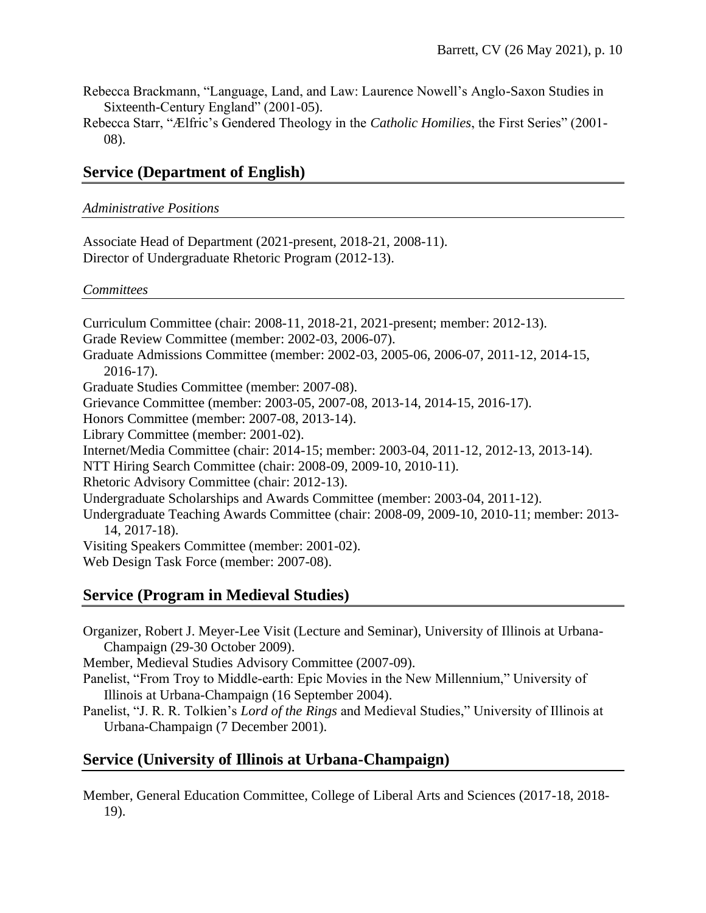Rebecca Brackmann, "Language, Land, and Law: Laurence Nowell's Anglo-Saxon Studies in Sixteenth-Century England" (2001-05).

Rebecca Starr, "Ælfric's Gendered Theology in the *Catholic Homilies*, the First Series" (2001-08).

## Service (Department of English)

### *Administrative Positions*

Associate Head of Department (2021-present, 2018-21, 2008-11).
Director of Undergraduate Rhetoric Program (2012-13).

### *Committees*

Curriculum Committee (chair: 2008-11, 2018-21, 2021-present; member: 2012-13).
Grade Review Committee (member: 2002-03, 2006-07).
Graduate Admissions Committee (member: 2002-03, 2005-06, 2006-07, 2011-12, 2014-15, 2016-17).
Graduate Studies Committee (member: 2007-08).
Grievance Committee (member: 2003-05, 2007-08, 2013-14, 2014-15, 2016-17).
Honors Committee (member: 2007-08, 2013-14).
Library Committee (member: 2001-02).
Internet/Media Committee (chair: 2014-15; member: 2003-04, 2011-12, 2012-13, 2013-14).
NTT Hiring Search Committee (chair: 2008-09, 2009-10, 2010-11).
Rhetoric Advisory Committee (chair: 2012-13).
Undergraduate Scholarships and Awards Committee (member: 2003-04, 2011-12).
Undergraduate Teaching Awards Committee (chair: 2008-09, 2009-10, 2010-11; member: 2013-14, 2017-18).
Visiting Speakers Committee (member: 2001-02).
Web Design Task Force (member: 2007-08).

## Service (Program in Medieval Studies)

Organizer, Robert J. Meyer-Lee Visit (Lecture and Seminar), University of Illinois at Urbana-Champaign (29-30 October 2009).

Member, Medieval Studies Advisory Committee (2007-09).

Panelist, "From Troy to Middle-earth: Epic Movies in the New Millennium," University of Illinois at Urbana-Champaign (16 September 2004).

Panelist, "J. R. R. Tolkien's *Lord of the Rings* and Medieval Studies," University of Illinois at Urbana-Champaign (7 December 2001).

## Service (University of Illinois at Urbana-Champaign)

Member, General Education Committee, College of Liberal Arts and Sciences (2017-18, 2018-19).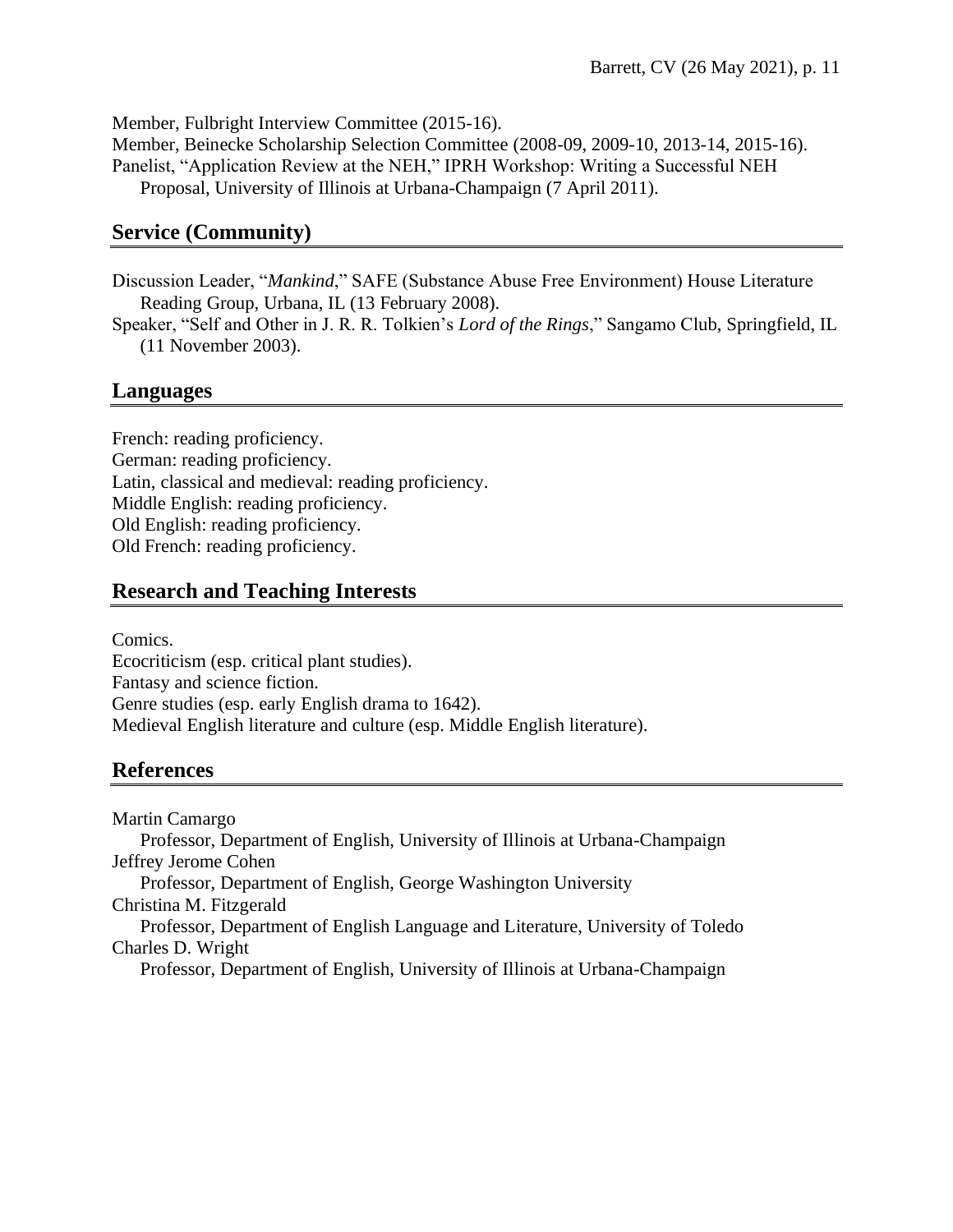Member, Fulbright Interview Committee (2015-16).
Member, Beinecke Scholarship Selection Committee (2008-09, 2009-10, 2013-14, 2015-16).
Panelist, "Application Review at the NEH," IPRH Workshop: Writing a Successful NEH Proposal, University of Illinois at Urbana-Champaign (7 April 2011).

## Service (Community)

Discussion Leader, "*Mankind*," SAFE (Substance Abuse Free Environment) House Literature Reading Group, Urbana, IL (13 February 2008).
Speaker, "Self and Other in J. R. R. Tolkien's *Lord of the Rings*," Sangamo Club, Springfield, IL (11 November 2003).

## Languages

French: reading proficiency.
German: reading proficiency.
Latin, classical and medieval: reading proficiency.
Middle English: reading proficiency.
Old English: reading proficiency.
Old French: reading proficiency.

## Research and Teaching Interests

Comics.
Ecocriticism (esp. critical plant studies).
Fantasy and science fiction.
Genre studies (esp. early English drama to 1642).
Medieval English literature and culture (esp. Middle English literature).

## References

Martin Camargo
Professor, Department of English, University of Illinois at Urbana-Champaign
Jeffrey Jerome Cohen
Professor, Department of English, George Washington University
Christina M. Fitzgerald
Professor, Department of English Language and Literature, University of Toledo
Charles D. Wright
Professor, Department of English, University of Illinois at Urbana-Champaign